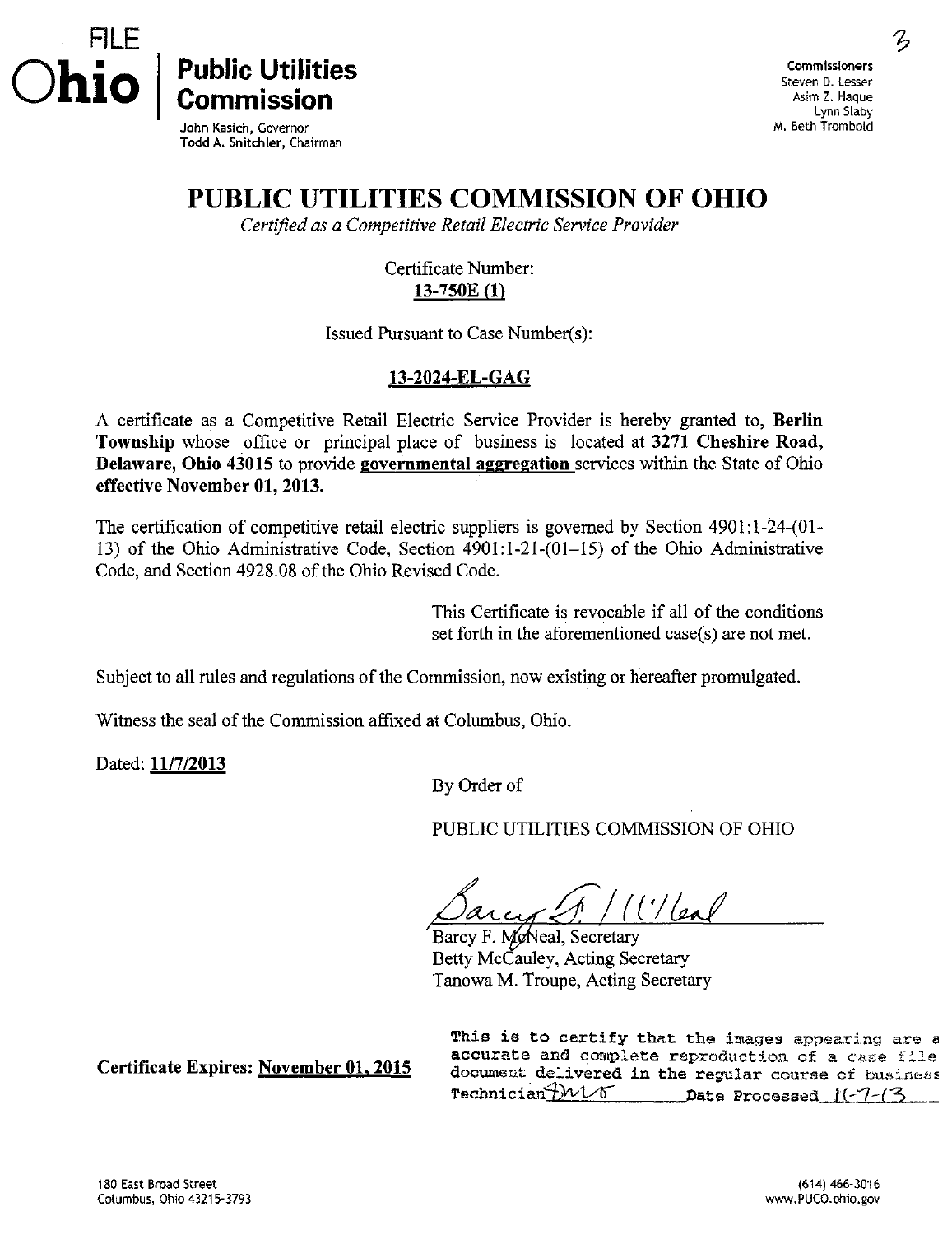FILE

**Ohio | Public Utilities Commission**

John Kasich, Governor
Todd A. Snitchler, Chairman

3

Commissioners
Steven D. Lesser
Asim Z. Haque
Lynn Slaby
M. Beth Trombold

# PUBLIC UTILITIES COMMISSION OF OHIO

*Certified as a Competitive Retail Electric Service Provider*

Certificate Number:
**13-750E (1)**

Issued Pursuant to Case Number(s):

**13-2024-EL-GAG**

A certificate as a Competitive Retail Electric Service Provider is hereby granted to, **Berlin Township** whose office or principal place of business is located at **3271 Cheshire Road, Delaware, Ohio 43015** to provide **governmental aggregation** services within the State of Ohio **effective November 01, 2013.**

The certification of competitive retail electric suppliers is governed by Section 4901:1-24-(01-13) of the Ohio Administrative Code, Section 4901:1-21-(01–15) of the Ohio Administrative Code, and Section 4928.08 of the Ohio Revised Code.

This Certificate is revocable if all of the conditions set forth in the aforementioned case(s) are not met.

Subject to all rules and regulations of the Commission, now existing or hereafter promulgated.

Witness the seal of the Commission affixed at Columbus, Ohio.

Dated: **11/7/2013**

By Order of

PUBLIC UTILITIES COMMISSION OF OHIO

Barcy F. McNeal, Secretary
Betty McCauley, Acting Secretary
Tanowa M. Troupe, Acting Secretary

**Certificate Expires: November 01, 2015**

This is to certify that the images appearing are a accurate and complete reproduction of a case file document delivered in the regular course of business
Technician DWB Date Processed 11-7-13

180 East Broad Street
Columbus, Ohio 43215-3793

(614) 466-3016
www.PUCO.ohio.gov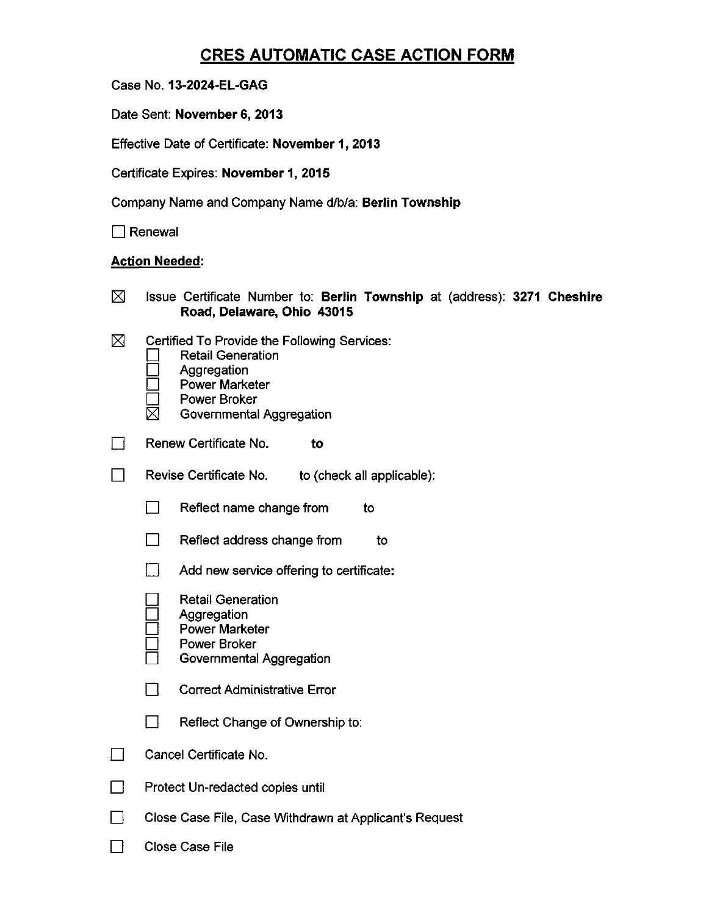# CRES AUTOMATIC CASE ACTION FORM

Case No. **13-2024-EL-GAG**

Date Sent: **November 6, 2013**

Effective Date of Certificate: **November 1, 2013**

Certificate Expires: **November 1, 2015**

Company Name and Company Name d/b/a: **Berlin Township**

☐ Renewal

**Action Needed:**

☒ Issue Certificate Number to: **Berlin Township** at (address): **3271 Cheshire Road, Delaware, Ohio 43015**

☒ Certified To Provide the Following Services:
- ☐ Retail Generation
- ☐ Aggregation
- ☐ Power Marketer
- ☐ Power Broker
- ☒ Governmental Aggregation

☐ Renew Certificate No. **to**

☐ Revise Certificate No. to (check all applicable):

- ☐ Reflect name change from to
- ☐ Reflect address change from to
- ☐ Add new service offering to certificate:
  - ☐ Retail Generation
  - ☐ Aggregation
  - ☐ Power Marketer
  - ☐ Power Broker
  - ☐ Governmental Aggregation
- ☐ Correct Administrative Error
- ☐ Reflect Change of Ownership to:

☐ Cancel Certificate No.

☐ Protect Un-redacted copies until

☐ Close Case File, Case Withdrawn at Applicant's Request

☐ Close Case File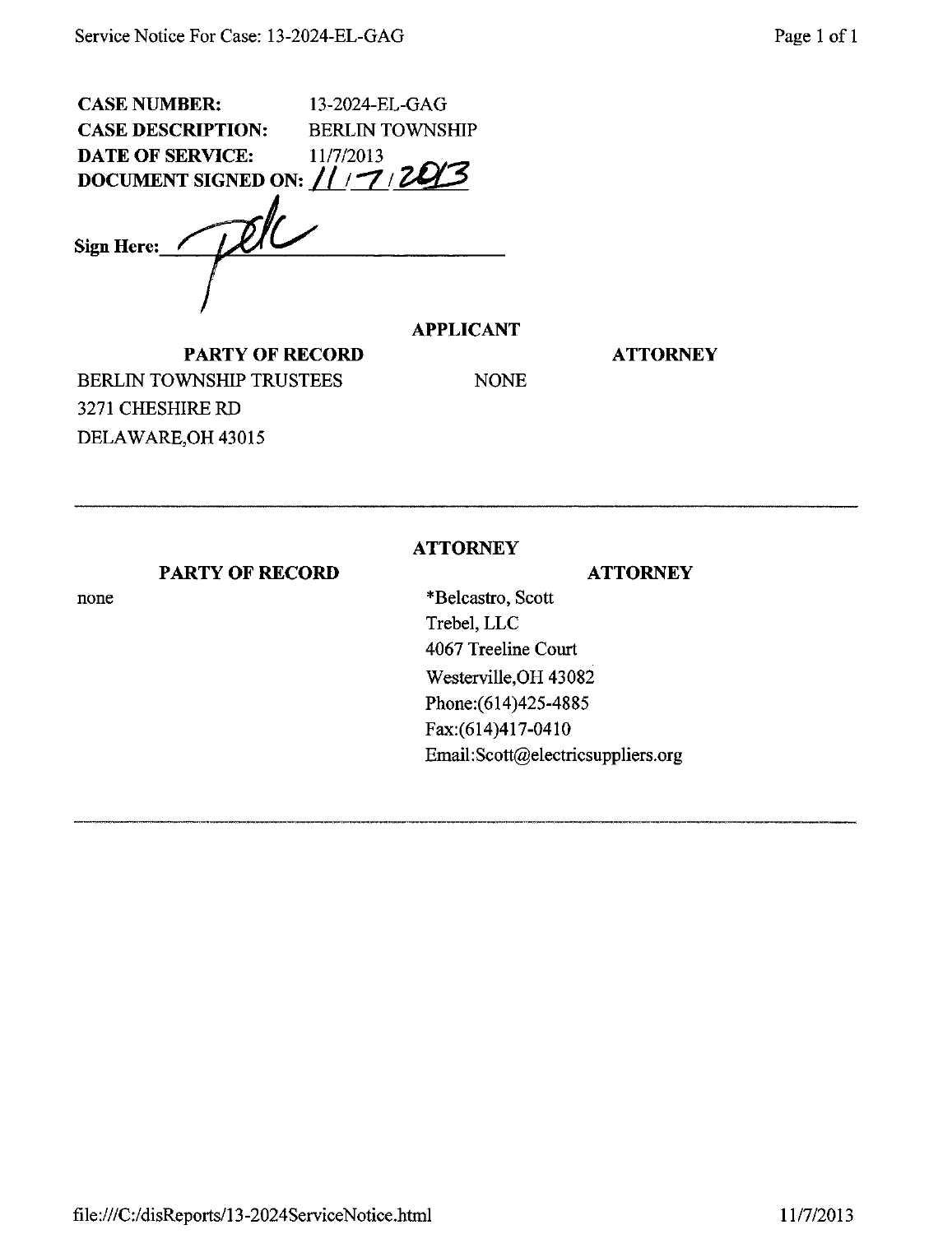**CASE NUMBER:** 13-2024-EL-GAG
**CASE DESCRIPTION:** BERLIN TOWNSHIP
**DATE OF SERVICE:** 11/7/2013
**DOCUMENT SIGNED ON:** 11/7/2013

**Sign Here:** ______________________

**APPLICANT**

| PARTY OF RECORD | ATTORNEY |
|---|---|
| BERLIN TOWNSHIP TRUSTEES<br>3271 CHESHIRE RD<br>DELAWARE,OH 43015 | NONE |

---

**ATTORNEY**

| PARTY OF RECORD | ATTORNEY |
|---|---|
| none | *Belcastro, Scott<br>Trebel, LLC<br>4067 Treeline Court<br>Westerville,OH 43082<br>Phone:(614)425-4885<br>Fax:(614)417-0410<br>Email:Scott@electricsuppliers.org |

---

file:///C:/disReports/13-2024ServiceNotice.html 11/7/2013